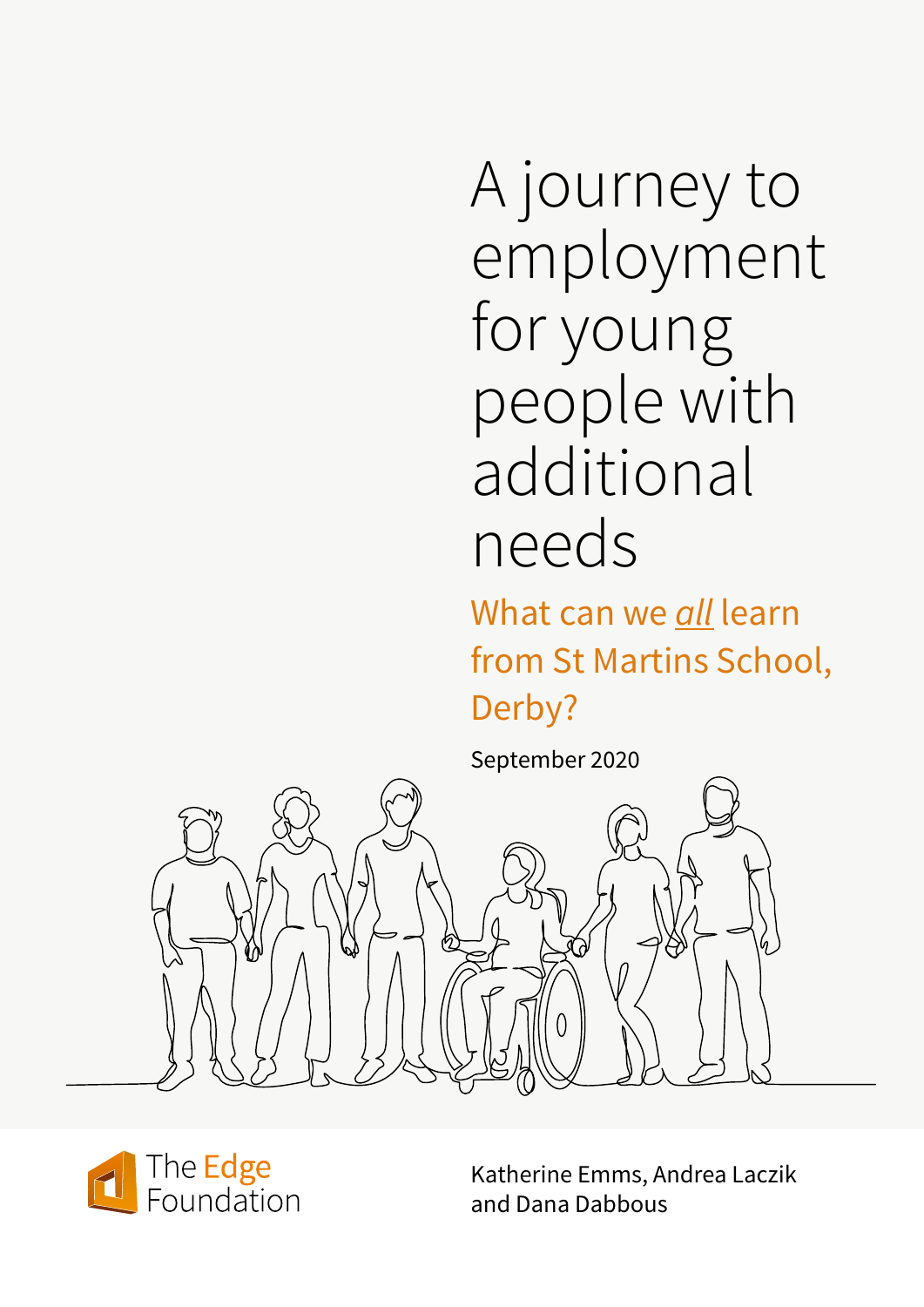# A journey to employment for young people with additional needs

## What can we *all* learn from St Martins School, Derby?

September 2020

The Edge Foundation

Katherine Emms, Andrea Laczik and Dana Dabbous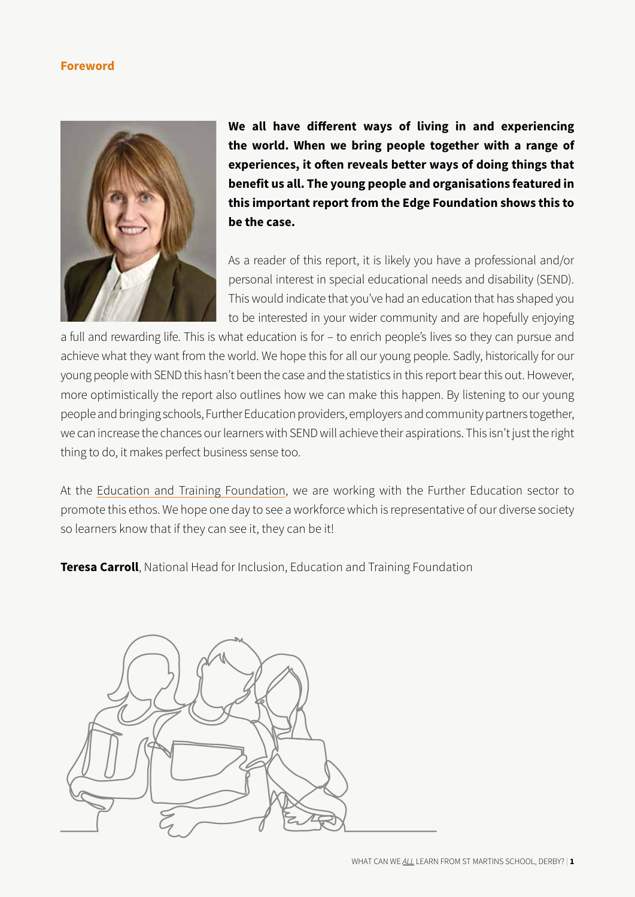## Foreword

**We all have different ways of living in and experiencing the world. When we bring people together with a range of experiences, it often reveals better ways of doing things that benefit us all. The young people and organisations featured in this important report from the Edge Foundation shows this to be the case.**

As a reader of this report, it is likely you have a professional and/or personal interest in special educational needs and disability (SEND). This would indicate that you've had an education that has shaped you to be interested in your wider community and are hopefully enjoying a full and rewarding life. This is what education is for – to enrich people's lives so they can pursue and achieve what they want from the world. We hope this for all our young people. Sadly, historically for our young people with SEND this hasn't been the case and the statistics in this report bear this out. However, more optimistically the report also outlines how we can make this happen. By listening to our young people and bringing schools, Further Education providers, employers and community partners together, we can increase the chances our learners with SEND will achieve their aspirations. This isn't just the right thing to do, it makes perfect business sense too.

At the Education and Training Foundation, we are working with the Further Education sector to promote this ethos. We hope one day to see a workforce which is representative of our diverse society so learners know that if they can see it, they can be it!

**Teresa Carroll**, National Head for Inclusion, Education and Training Foundation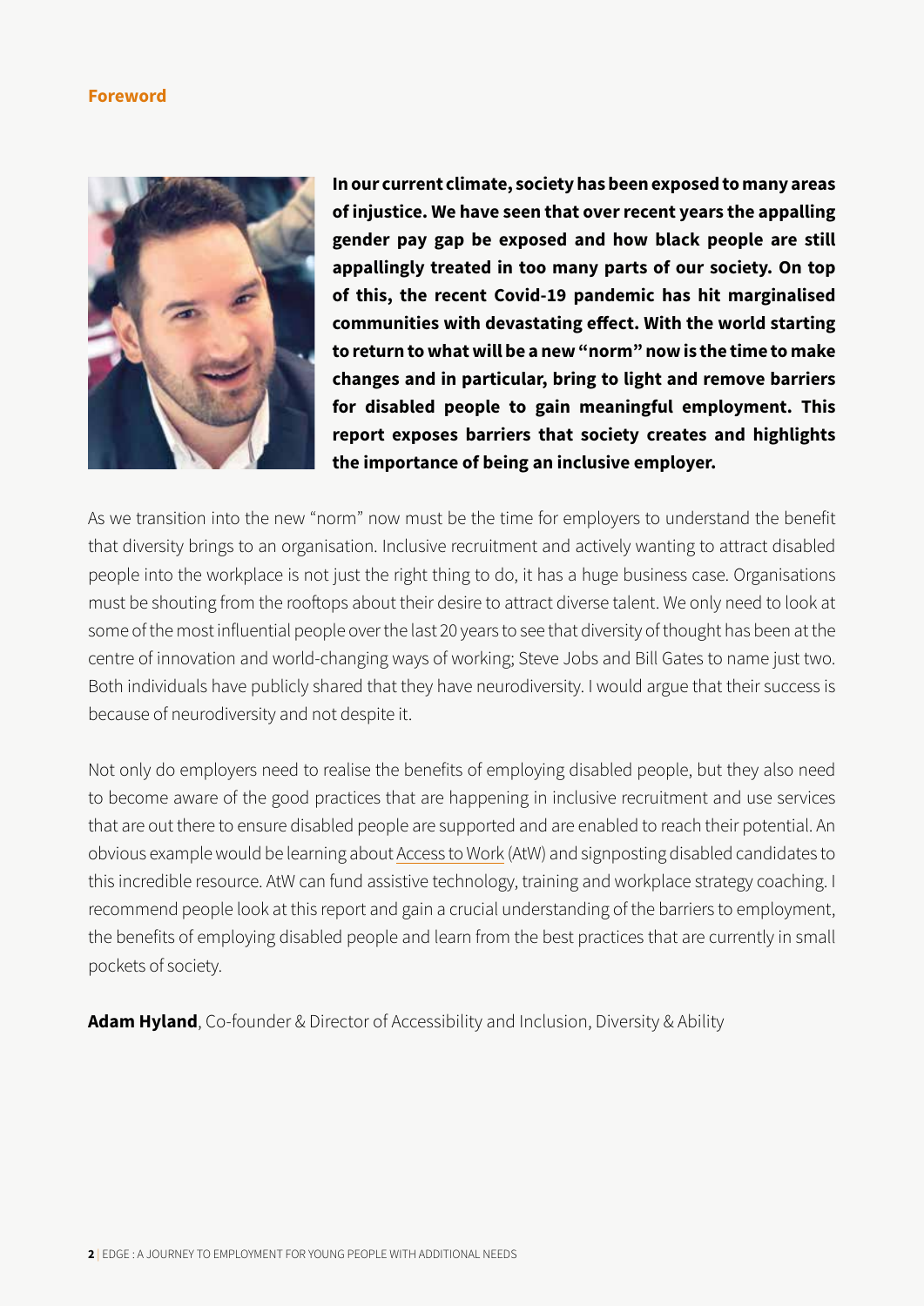## Foreword

**In our current climate, society has been exposed to many areas of injustice. We have seen that over recent years the appalling gender pay gap be exposed and how black people are still appallingly treated in too many parts of our society. On top of this, the recent Covid-19 pandemic has hit marginalised communities with devastating effect. With the world starting to return to what will be a new "norm" now is the time to make changes and in particular, bring to light and remove barriers for disabled people to gain meaningful employment. This report exposes barriers that society creates and highlights the importance of being an inclusive employer.**

As we transition into the new "norm" now must be the time for employers to understand the benefit that diversity brings to an organisation. Inclusive recruitment and actively wanting to attract disabled people into the workplace is not just the right thing to do, it has a huge business case. Organisations must be shouting from the rooftops about their desire to attract diverse talent. We only need to look at some of the most influential people over the last 20 years to see that diversity of thought has been at the centre of innovation and world-changing ways of working; Steve Jobs and Bill Gates to name just two. Both individuals have publicly shared that they have neurodiversity. I would argue that their success is because of neurodiversity and not despite it.

Not only do employers need to realise the benefits of employing disabled people, but they also need to become aware of the good practices that are happening in inclusive recruitment and use services that are out there to ensure disabled people are supported and are enabled to reach their potential. An obvious example would be learning about Access to Work (AtW) and signposting disabled candidates to this incredible resource. AtW can fund assistive technology, training and workplace strategy coaching. I recommend people look at this report and gain a crucial understanding of the barriers to employment, the benefits of employing disabled people and learn from the best practices that are currently in small pockets of society.

**Adam Hyland**, Co-founder & Director of Accessibility and Inclusion, Diversity & Ability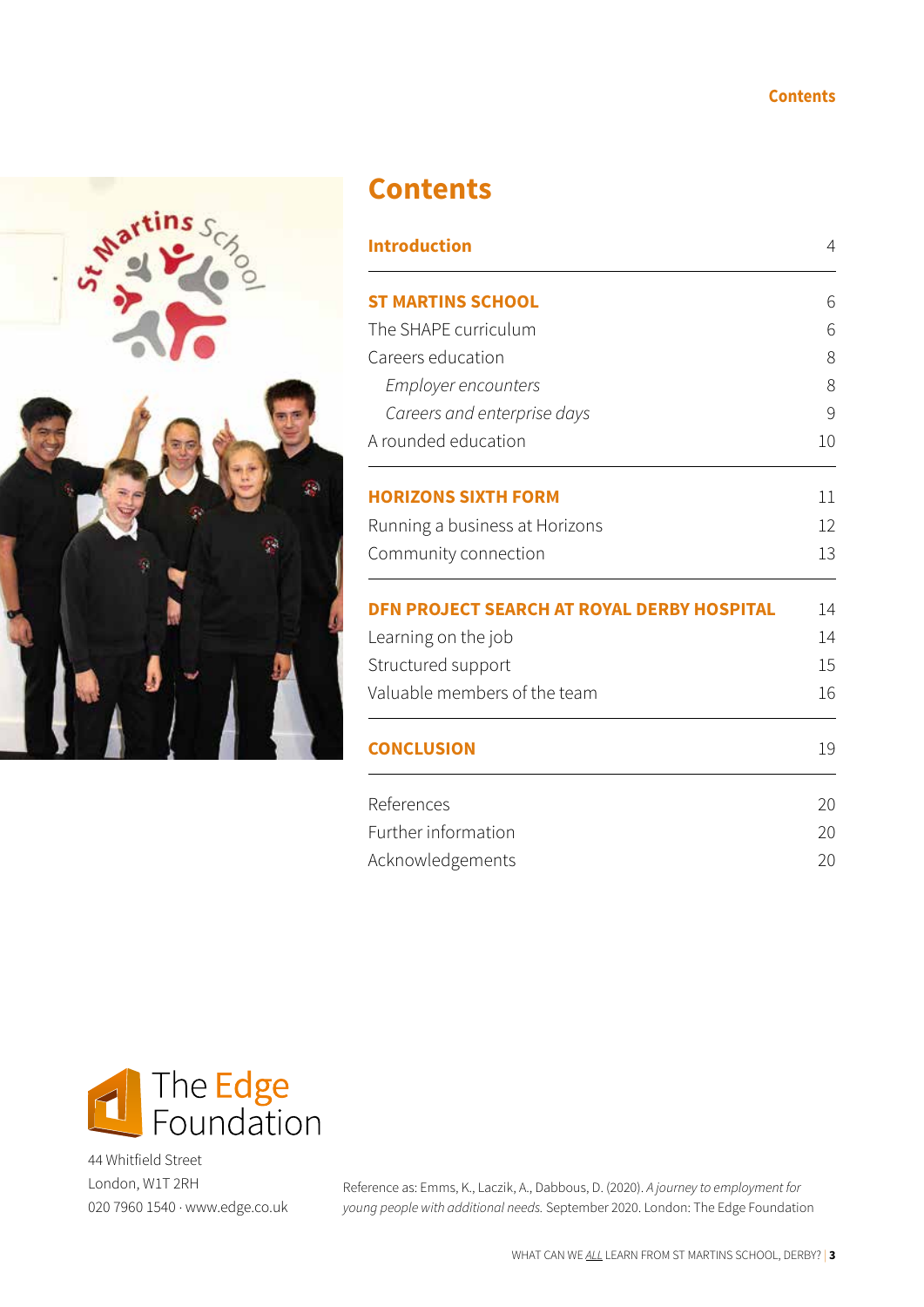# Contents

| | |
|---|---|
| **Introduction** | 4 |
| **ST MARTINS SCHOOL** | 6 |
| The SHAPE curriculum | 6 |
| Careers education | 8 |
| *Employer encounters* | 8 |
| *Careers and enterprise days* | 9 |
| A rounded education | 10 |
| **HORIZONS SIXTH FORM** | 11 |
| Running a business at Horizons | 12 |
| Community connection | 13 |
| **DFN PROJECT SEARCH AT ROYAL DERBY HOSPITAL** | 14 |
| Learning on the job | 14 |
| Structured support | 15 |
| Valuable members of the team | 16 |
| **CONCLUSION** | 19 |
| References | 20 |
| Further information | 20 |
| Acknowledgements | 20 |

The Edge Foundation

44 Whitfield Street
London, W1T 2RH
020 7960 1540 · www.edge.co.uk

Reference as: Emms, K., Laczik, A., Dabbous, D. (2020). *A journey to employment for young people with additional needs.* September 2020. London: The Edge Foundation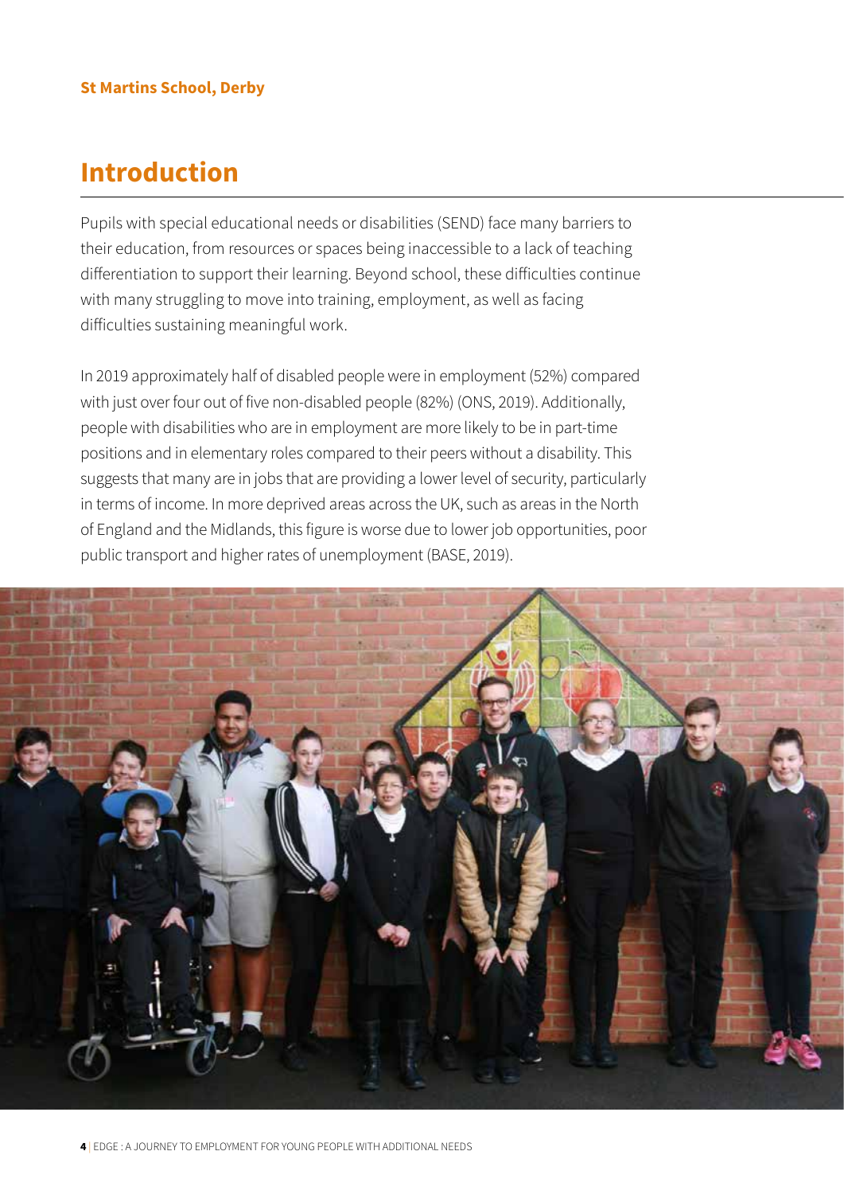**St Martins School, Derby**

## Introduction

Pupils with special educational needs or disabilities (SEND) face many barriers to their education, from resources or spaces being inaccessible to a lack of teaching differentiation to support their learning. Beyond school, these difficulties continue with many struggling to move into training, employment, as well as facing difficulties sustaining meaningful work.

In 2019 approximately half of disabled people were in employment (52%) compared with just over four out of five non-disabled people (82%) (ONS, 2019). Additionally, people with disabilities who are in employment are more likely to be in part-time positions and in elementary roles compared to their peers without a disability. This suggests that many are in jobs that are providing a lower level of security, particularly in terms of income. In more deprived areas across the UK, such as areas in the North of England and the Midlands, this figure is worse due to lower job opportunities, poor public transport and higher rates of unemployment (BASE, 2019).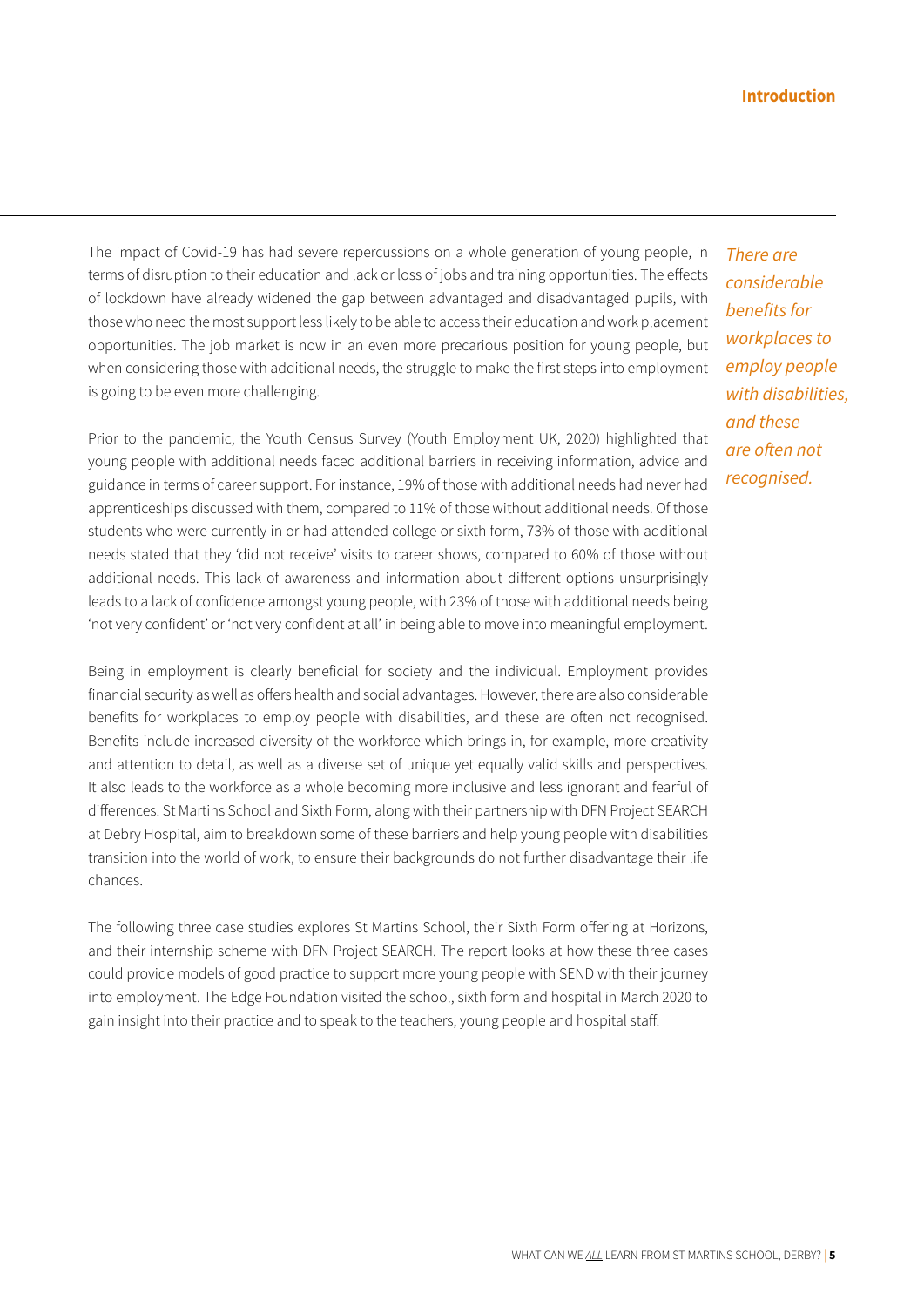## Introduction

The impact of Covid-19 has had severe repercussions on a whole generation of young people, in terms of disruption to their education and lack or loss of jobs and training opportunities. The effects of lockdown have already widened the gap between advantaged and disadvantaged pupils, with those who need the most support less likely to be able to access their education and work placement opportunities. The job market is now in an even more precarious position for young people, but when considering those with additional needs, the struggle to make the first steps into employment is going to be even more challenging.

*There are considerable benefits for workplaces to employ people with disabilities, and these are often not recognised.*

Prior to the pandemic, the Youth Census Survey (Youth Employment UK, 2020) highlighted that young people with additional needs faced additional barriers in receiving information, advice and guidance in terms of career support. For instance, 19% of those with additional needs had never had apprenticeships discussed with them, compared to 11% of those without additional needs. Of those students who were currently in or had attended college or sixth form, 73% of those with additional needs stated that they 'did not receive' visits to career shows, compared to 60% of those without additional needs. This lack of awareness and information about different options unsurprisingly leads to a lack of confidence amongst young people, with 23% of those with additional needs being 'not very confident' or 'not very confident at all' in being able to move into meaningful employment.

Being in employment is clearly beneficial for society and the individual. Employment provides financial security as well as offers health and social advantages. However, there are also considerable benefits for workplaces to employ people with disabilities, and these are often not recognised. Benefits include increased diversity of the workforce which brings in, for example, more creativity and attention to detail, as well as a diverse set of unique yet equally valid skills and perspectives. It also leads to the workforce as a whole becoming more inclusive and less ignorant and fearful of differences. St Martins School and Sixth Form, along with their partnership with DFN Project SEARCH at Debry Hospital, aim to breakdown some of these barriers and help young people with disabilities transition into the world of work, to ensure their backgrounds do not further disadvantage their life chances.

The following three case studies explores St Martins School, their Sixth Form offering at Horizons, and their internship scheme with DFN Project SEARCH. The report looks at how these three cases could provide models of good practice to support more young people with SEND with their journey into employment. The Edge Foundation visited the school, sixth form and hospital in March 2020 to gain insight into their practice and to speak to the teachers, young people and hospital staff.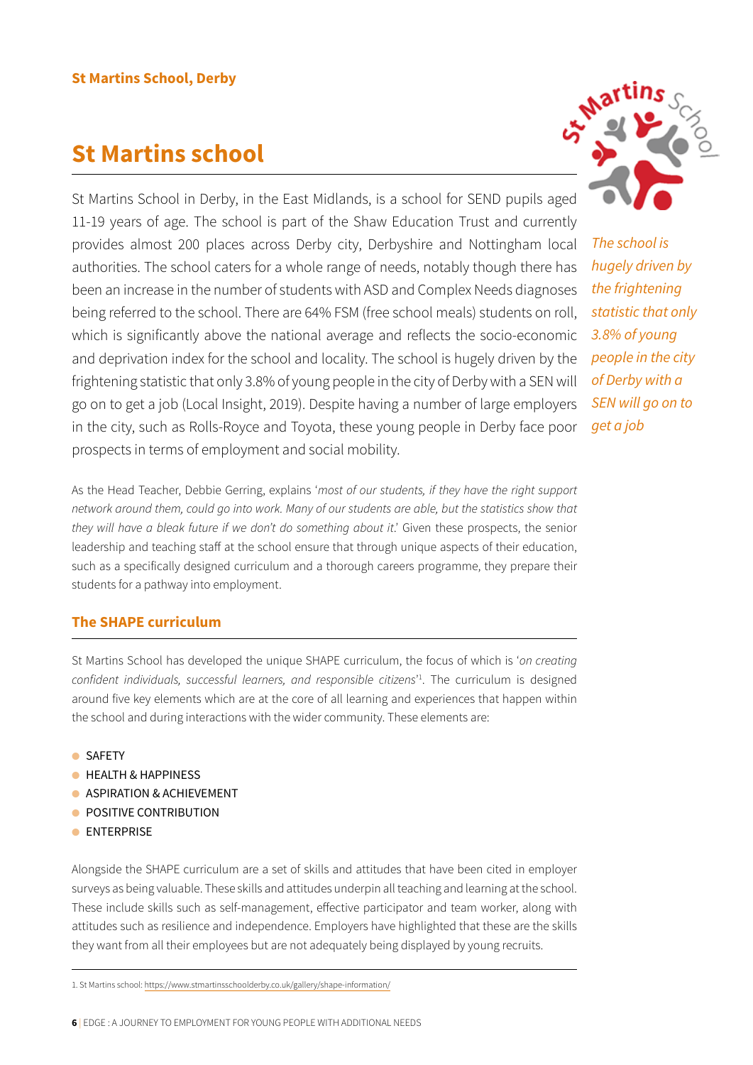St Martins School, Derby

# St Martins school

St Martins School in Derby, in the East Midlands, is a school for SEND pupils aged 11-19 years of age. The school is part of the Shaw Education Trust and currently provides almost 200 places across Derby city, Derbyshire and Nottingham local authorities. The school caters for a whole range of needs, notably though there has been an increase in the number of students with ASD and Complex Needs diagnoses being referred to the school. There are 64% FSM (free school meals) students on roll, which is significantly above the national average and reflects the socio-economic and deprivation index for the school and locality. The school is hugely driven by the frightening statistic that only 3.8% of young people in the city of Derby with a SEN will go on to get a job (Local Insight, 2019). Despite having a number of large employers in the city, such as Rolls-Royce and Toyota, these young people in Derby face poor prospects in terms of employment and social mobility.

*The school is hugely driven by the frightening statistic that only 3.8% of young people in the city of Derby with a SEN will go on to get a job*

As the Head Teacher, Debbie Gerring, explains '*most of our students, if they have the right support network around them, could go into work. Many of our students are able, but the statistics show that they will have a bleak future if we don't do something about it*.' Given these prospects, the senior leadership and teaching staff at the school ensure that through unique aspects of their education, such as a specifically designed curriculum and a thorough careers programme, they prepare their students for a pathway into employment.

## The SHAPE curriculum

St Martins School has developed the unique SHAPE curriculum, the focus of which is '*on creating confident individuals, successful learners, and responsible citizens*'[1]. The curriculum is designed around five key elements which are at the core of all learning and experiences that happen within the school and during interactions with the wider community. These elements are:

- SAFETY
- HEALTH & HAPPINESS
- ASPIRATION & ACHIEVEMENT
- POSITIVE CONTRIBUTION
- ENTERPRISE

Alongside the SHAPE curriculum are a set of skills and attitudes that have been cited in employer surveys as being valuable. These skills and attitudes underpin all teaching and learning at the school. These include skills such as self-management, effective participator and team worker, along with attitudes such as resilience and independence. Employers have highlighted that these are the skills they want from all their employees but are not adequately being displayed by young recruits.

1. St Martins school: https://www.stmartinsschoolderby.co.uk/gallery/shape-information/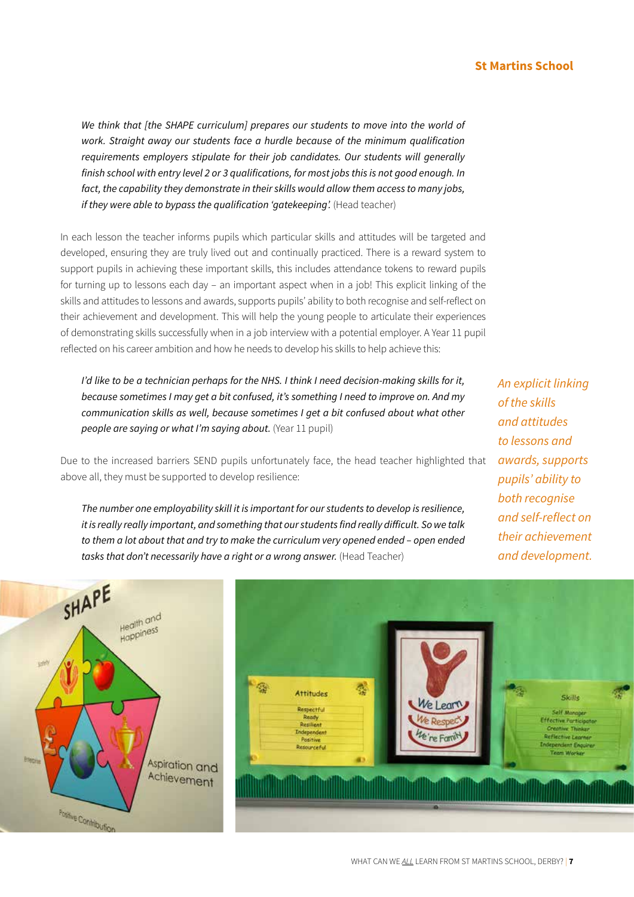> *We think that [the SHAPE curriculum] prepares our students to move into the world of work. Straight away our students face a hurdle because of the minimum qualification requirements employers stipulate for their job candidates. Our students will generally finish school with entry level 2 or 3 qualifications, for most jobs this is not good enough. In fact, the capability they demonstrate in their skills would allow them access to many jobs, if they were able to bypass the qualification 'gatekeeping'.* (Head teacher)

In each lesson the teacher informs pupils which particular skills and attitudes will be targeted and developed, ensuring they are truly lived out and continually practiced. There is a reward system to support pupils in achieving these important skills, this includes attendance tokens to reward pupils for turning up to lessons each day – an important aspect when in a job! This explicit linking of the skills and attitudes to lessons and awards, supports pupils' ability to both recognise and self-reflect on their achievement and development. This will help the young people to articulate their experiences of demonstrating skills successfully when in a job interview with a potential employer. A Year 11 pupil reflected on his career ambition and how he needs to develop his skills to help achieve this:

> *I'd like to be a technician perhaps for the NHS. I think I need decision-making skills for it, because sometimes I may get a bit confused, it's something I need to improve on. And my communication skills as well, because sometimes I get a bit confused about what other people are saying or what I'm saying about.* (Year 11 pupil)

*An explicit linking of the skills and attitudes to lessons and awards, supports pupils' ability to both recognise and self-reflect on their achievement and development.*

Due to the increased barriers SEND pupils unfortunately face, the head teacher highlighted that above all, they must be supported to develop resilience:

> *The number one employability skill it is important for our students to develop is resilience, it is really really important, and something that our students find really difficult. So we talk to them a lot about that and try to make the curriculum very opened ended – open ended tasks that don't necessarily have a right or a wrong answer.* (Head Teacher)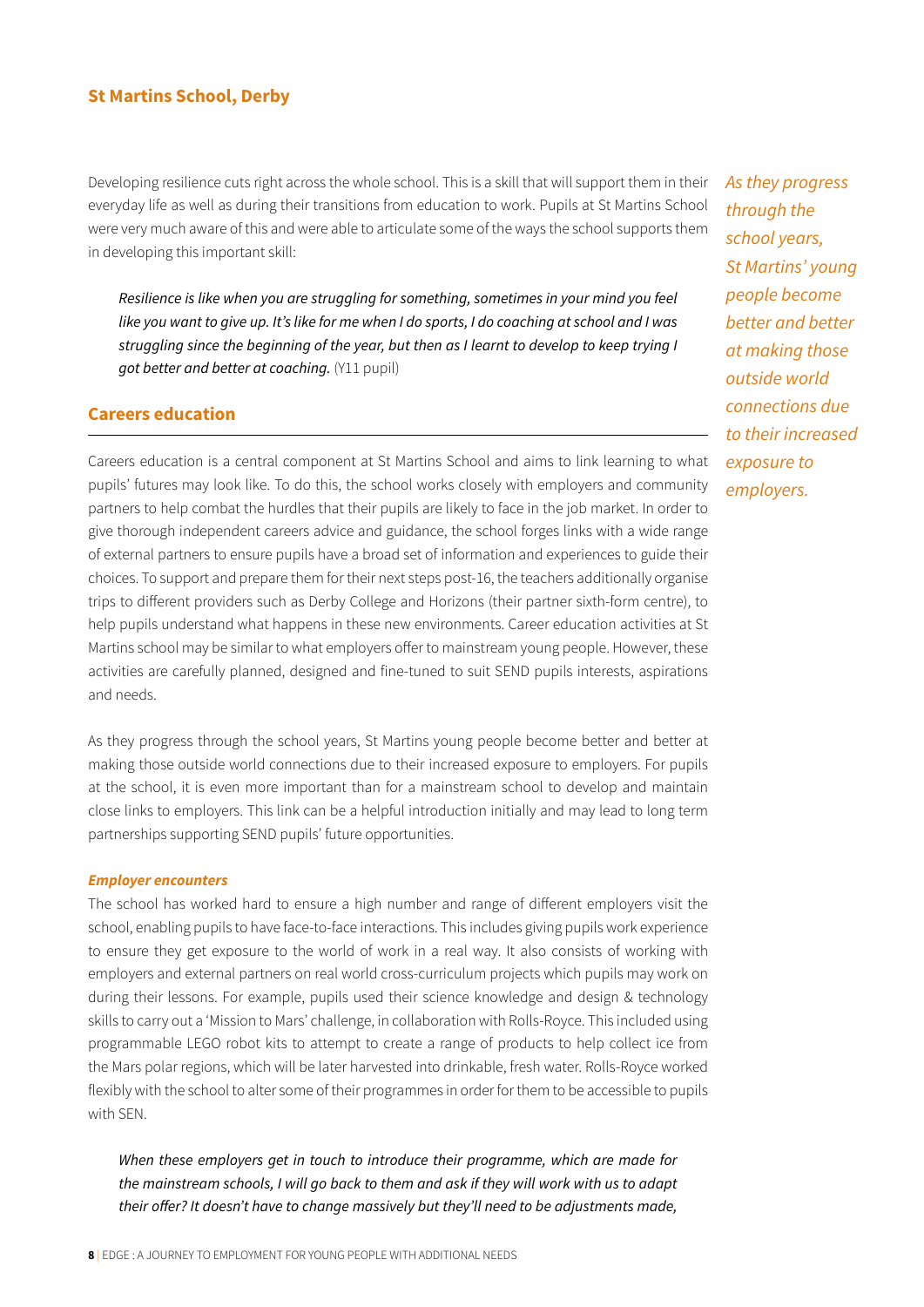## St Martins School, Derby

Developing resilience cuts right across the whole school. This is a skill that will support them in their everyday life as well as during their transitions from education to work. Pupils at St Martins School were very much aware of this and were able to articulate some of the ways the school supports them in developing this important skill:

> *Resilience is like when you are struggling for something, sometimes in your mind you feel like you want to give up. It's like for me when I do sports, I do coaching at school and I was struggling since the beginning of the year, but then as I learnt to develop to keep trying I got better and better at coaching.* (Y11 pupil)

*As they progress through the school years, St Martins' young people become better and better at making those outside world connections due to their increased exposure to employers.*

### Careers education

Careers education is a central component at St Martins School and aims to link learning to what pupils' futures may look like. To do this, the school works closely with employers and community partners to help combat the hurdles that their pupils are likely to face in the job market. In order to give thorough independent careers advice and guidance, the school forges links with a wide range of external partners to ensure pupils have a broad set of information and experiences to guide their choices. To support and prepare them for their next steps post-16, the teachers additionally organise trips to different providers such as Derby College and Horizons (their partner sixth-form centre), to help pupils understand what happens in these new environments. Career education activities at St Martins school may be similar to what employers offer to mainstream young people. However, these activities are carefully planned, designed and fine-tuned to suit SEND pupils interests, aspirations and needs.

As they progress through the school years, St Martins young people become better and better at making those outside world connections due to their increased exposure to employers. For pupils at the school, it is even more important than for a mainstream school to develop and maintain close links to employers. This link can be a helpful introduction initially and may lead to long term partnerships supporting SEND pupils' future opportunities.

#### *Employer encounters*

The school has worked hard to ensure a high number and range of different employers visit the school, enabling pupils to have face-to-face interactions. This includes giving pupils work experience to ensure they get exposure to the world of work in a real way. It also consists of working with employers and external partners on real world cross-curriculum projects which pupils may work on during their lessons. For example, pupils used their science knowledge and design & technology skills to carry out a 'Mission to Mars' challenge, in collaboration with Rolls-Royce. This included using programmable LEGO robot kits to attempt to create a range of products to help collect ice from the Mars polar regions, which will be later harvested into drinkable, fresh water. Rolls-Royce worked flexibly with the school to alter some of their programmes in order for them to be accessible to pupils with SEN.

> *When these employers get in touch to introduce their programme, which are made for the mainstream schools, I will go back to them and ask if they will work with us to adapt their offer? It doesn't have to change massively but they'll need to be adjustments made,*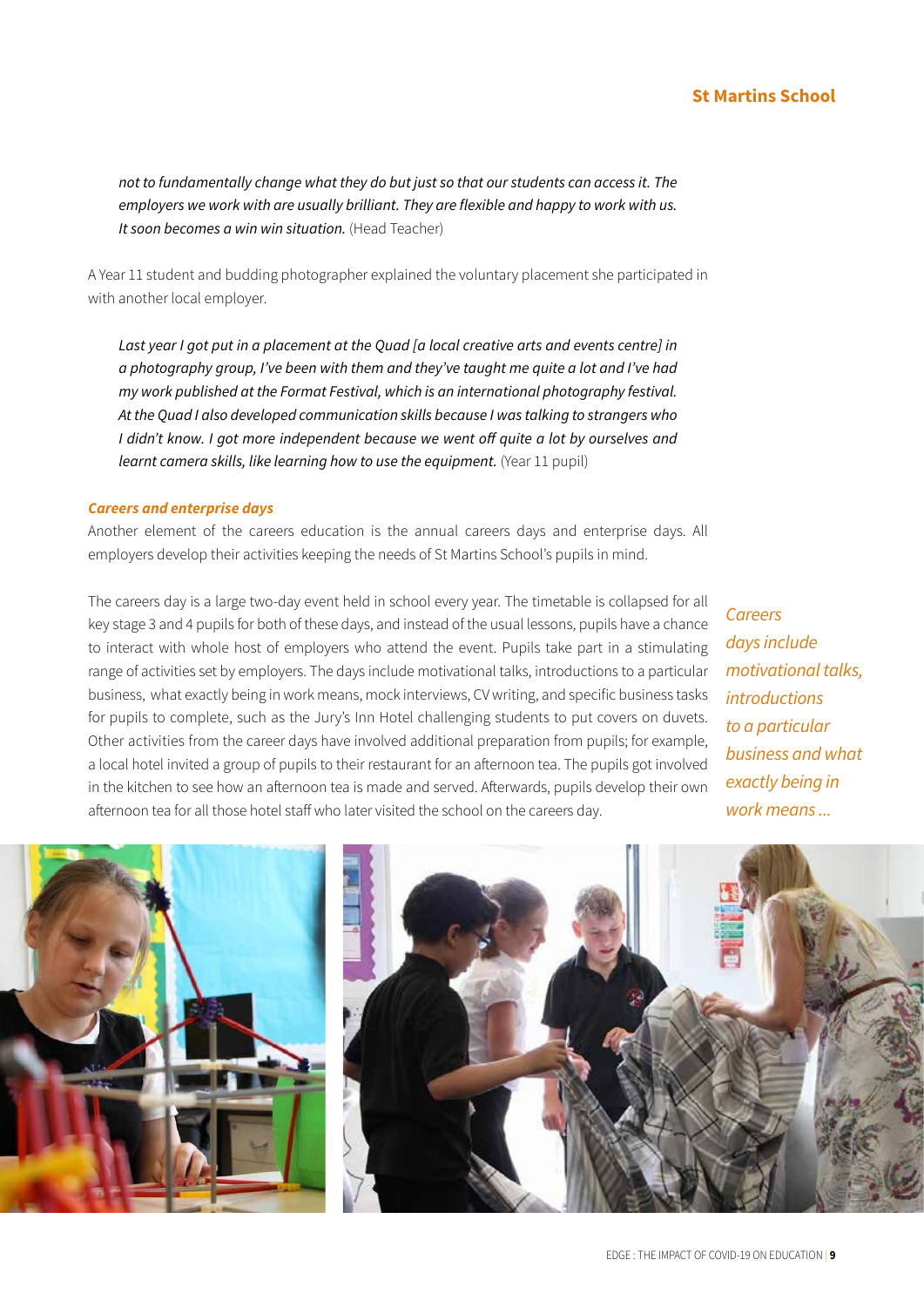*not to fundamentally change what they do but just so that our students can access it. The employers we work with are usually brilliant. They are flexible and happy to work with us. It soon becomes a win win situation.* (Head Teacher)

A Year 11 student and budding photographer explained the voluntary placement she participated in with another local employer.

*Last year I got put in a placement at the Quad [a local creative arts and events centre] in a photography group, I've been with them and they've taught me quite a lot and I've had my work published at the Format Festival, which is an international photography festival. At the Quad I also developed communication skills because I was talking to strangers who I didn't know. I got more independent because we went off quite a lot by ourselves and learnt camera skills, like learning how to use the equipment.* (Year 11 pupil)

### *Careers and enterprise days*

Another element of the careers education is the annual careers days and enterprise days. All employers develop their activities keeping the needs of St Martins School's pupils in mind.

The careers day is a large two-day event held in school every year. The timetable is collapsed for all key stage 3 and 4 pupils for both of these days, and instead of the usual lessons, pupils have a chance to interact with whole host of employers who attend the event. Pupils take part in a stimulating range of activities set by employers. The days include motivational talks, introductions to a particular business, what exactly being in work means, mock interviews, CV writing, and specific business tasks for pupils to complete, such as the Jury's Inn Hotel challenging students to put covers on duvets. Other activities from the career days have involved additional preparation from pupils; for example, a local hotel invited a group of pupils to their restaurant for an afternoon tea. The pupils got involved in the kitchen to see how an afternoon tea is made and served. Afterwards, pupils develop their own afternoon tea for all those hotel staff who later visited the school on the careers day.

*Careers days include motivational talks, introductions to a particular business and what exactly being in work means ...*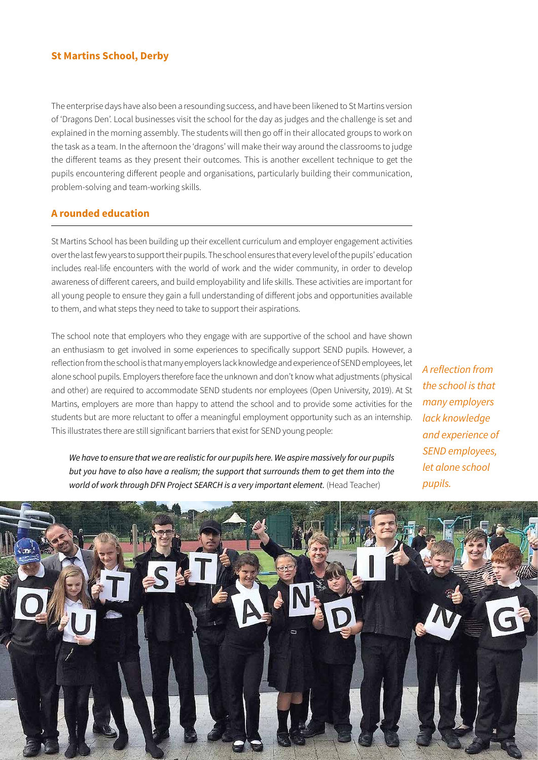**St Martins School, Derby**

The enterprise days have also been a resounding success, and have been likened to St Martins version of 'Dragons Den'. Local businesses visit the school for the day as judges and the challenge is set and explained in the morning assembly. The students will then go off in their allocated groups to work on the task as a team. In the afternoon the 'dragons' will make their way around the classrooms to judge the different teams as they present their outcomes. This is another excellent technique to get the pupils encountering different people and organisations, particularly building their communication, problem-solving and team-working skills.

## A rounded education

St Martins School has been building up their excellent curriculum and employer engagement activities over the last few years to support their pupils. The school ensures that every level of the pupils' education includes real-life encounters with the world of work and the wider community, in order to develop awareness of different careers, and build employability and life skills. These activities are important for all young people to ensure they gain a full understanding of different jobs and opportunities available to them, and what steps they need to take to support their aspirations.

The school note that employers who they engage with are supportive of the school and have shown an enthusiasm to get involved in some experiences to specifically support SEND pupils. However, a reflection from the school is that many employers lack knowledge and experience of SEND employees, let alone school pupils. Employers therefore face the unknown and don't know what adjustments (physical and other) are required to accommodate SEND students nor employees (Open University, 2019). At St Martins, employers are more than happy to attend the school and to provide some activities for the students but are more reluctant to offer a meaningful employment opportunity such as an internship. This illustrates there are still significant barriers that exist for SEND young people:

> *We have to ensure that we are realistic for our pupils here. We aspire massively for our pupils but you have to also have a realism; the support that surrounds them to get them into the world of work through DFN Project SEARCH is a very important element.* (Head Teacher)

*A reflection from the school is that many employers lack knowledge and experience of SEND employees, let alone school pupils.*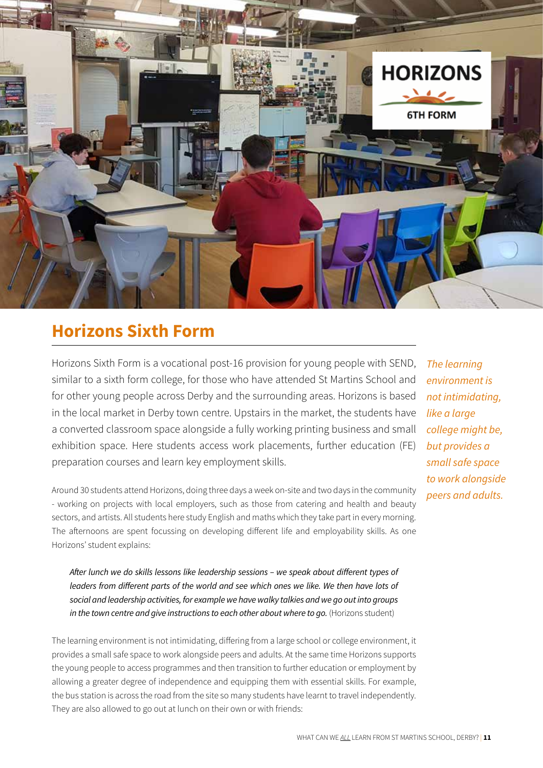## Horizons Sixth Form

Horizons Sixth Form is a vocational post-16 provision for young people with SEND, similar to a sixth form college, for those who have attended St Martins School and for other young people across Derby and the surrounding areas. Horizons is based in the local market in Derby town centre. Upstairs in the market, the students have a converted classroom space alongside a fully working printing business and small exhibition space. Here students access work placements, further education (FE) preparation courses and learn key employment skills.

*The learning environment is not intimidating, like a large college might be, but provides a small safe space to work alongside peers and adults.*

Around 30 students attend Horizons, doing three days a week on-site and two days in the community - working on projects with local employers, such as those from catering and health and beauty sectors, and artists. All students here study English and maths which they take part in every morning. The afternoons are spent focussing on developing different life and employability skills. As one Horizons' student explains:

> *After lunch we do skills lessons like leadership sessions – we speak about different types of leaders from different parts of the world and see which ones we like. We then have lots of social and leadership activities, for example we have walky talkies and we go out into groups in the town centre and give instructions to each other about where to go.* (Horizons student)

The learning environment is not intimidating, differing from a large school or college environment, it provides a small safe space to work alongside peers and adults. At the same time Horizons supports the young people to access programmes and then transition to further education or employment by allowing a greater degree of independence and equipping them with essential skills. For example, the bus station is across the road from the site so many students have learnt to travel independently. They are also allowed to go out at lunch on their own or with friends: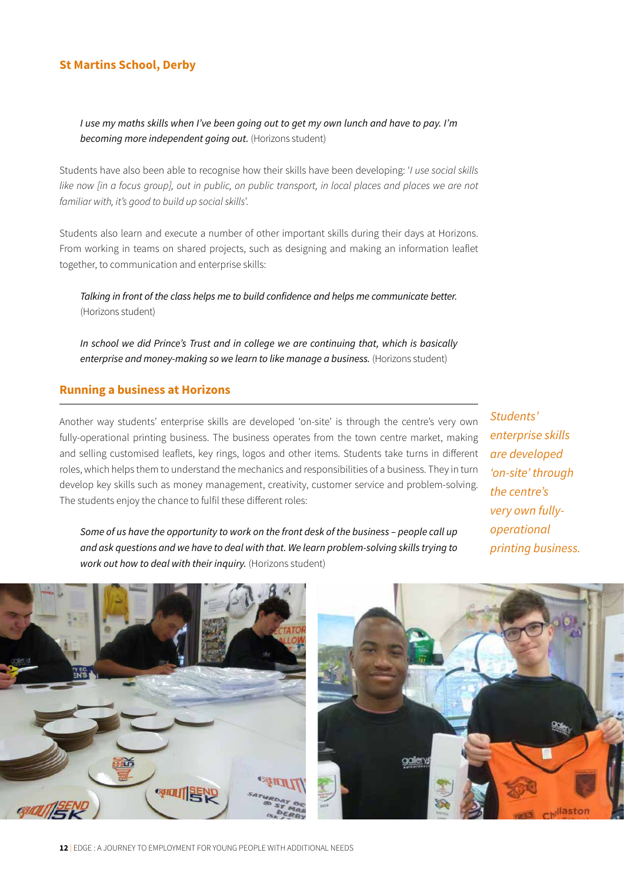### St Martins School, Derby

> *I use my maths skills when I've been going out to get my own lunch and have to pay. I'm becoming more independent going out.* (Horizons student)

Students have also been able to recognise how their skills have been developing: '*I use social skills like now [in a focus group], out in public, on public transport, in local places and places we are not familiar with, it's good to build up social skills*'.

Students also learn and execute a number of other important skills during their days at Horizons. From working in teams on shared projects, such as designing and making an information leaflet together, to communication and enterprise skills:

> *Talking in front of the class helps me to build confidence and helps me communicate better.* (Horizons student)

> *In school we did Prince's Trust and in college we are continuing that, which is basically enterprise and money-making so we learn to like manage a business.* (Horizons student)

### Running a business at Horizons

Another way students' enterprise skills are developed 'on-site' is through the centre's very own fully-operational printing business. The business operates from the town centre market, making and selling customised leaflets, key rings, logos and other items. Students take turns in different roles, which helps them to understand the mechanics and responsibilities of a business. They in turn develop key skills such as money management, creativity, customer service and problem-solving. The students enjoy the chance to fulfil these different roles:

> *Some of us have the opportunity to work on the front desk of the business – people call up and ask questions and we have to deal with that. We learn problem-solving skills trying to work out how to deal with their inquiry.* (Horizons student)

*Students' enterprise skills are developed 'on-site' through the centre's very own fully-operational printing business.*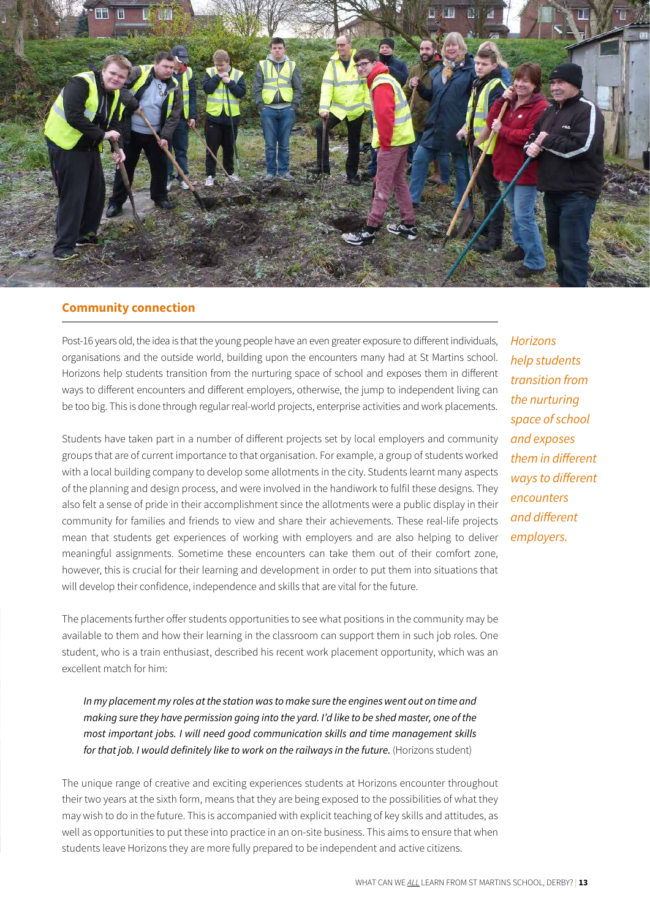## Community connection

Post-16 years old, the idea is that the young people have an even greater exposure to different individuals, organisations and the outside world, building upon the encounters many had at St Martins school. Horizons help students transition from the nurturing space of school and exposes them in different ways to different encounters and different employers, otherwise, the jump to independent living can be too big. This is done through regular real-world projects, enterprise activities and work placements.

*Horizons help students transition from the nurturing space of school and exposes them in different ways to different encounters and different employers.*

Students have taken part in a number of different projects set by local employers and community groups that are of current importance to that organisation. For example, a group of students worked with a local building company to develop some allotments in the city. Students learnt many aspects of the planning and design process, and were involved in the handiwork to fulfil these designs. They also felt a sense of pride in their accomplishment since the allotments were a public display in their community for families and friends to view and share their achievements. These real-life projects mean that students get experiences of working with employers and are also helping to deliver meaningful assignments. Sometime these encounters can take them out of their comfort zone, however, this is crucial for their learning and development in order to put them into situations that will develop their confidence, independence and skills that are vital for the future.

The placements further offer students opportunities to see what positions in the community may be available to them and how their learning in the classroom can support them in such job roles. One student, who is a train enthusiast, described his recent work placement opportunity, which was an excellent match for him:

> *In my placement my roles at the station was to make sure the engines went out on time and making sure they have permission going into the yard. I'd like to be shed master, one of the most important jobs. I will need good communication skills and time management skills for that job. I would definitely like to work on the railways in the future.* (Horizons student)

The unique range of creative and exciting experiences students at Horizons encounter throughout their two years at the sixth form, means that they are being exposed to the possibilities of what they may wish to do in the future. This is accompanied with explicit teaching of key skills and attitudes, as well as opportunities to put these into practice in an on-site business. This aims to ensure that when students leave Horizons they are more fully prepared to be independent and active citizens.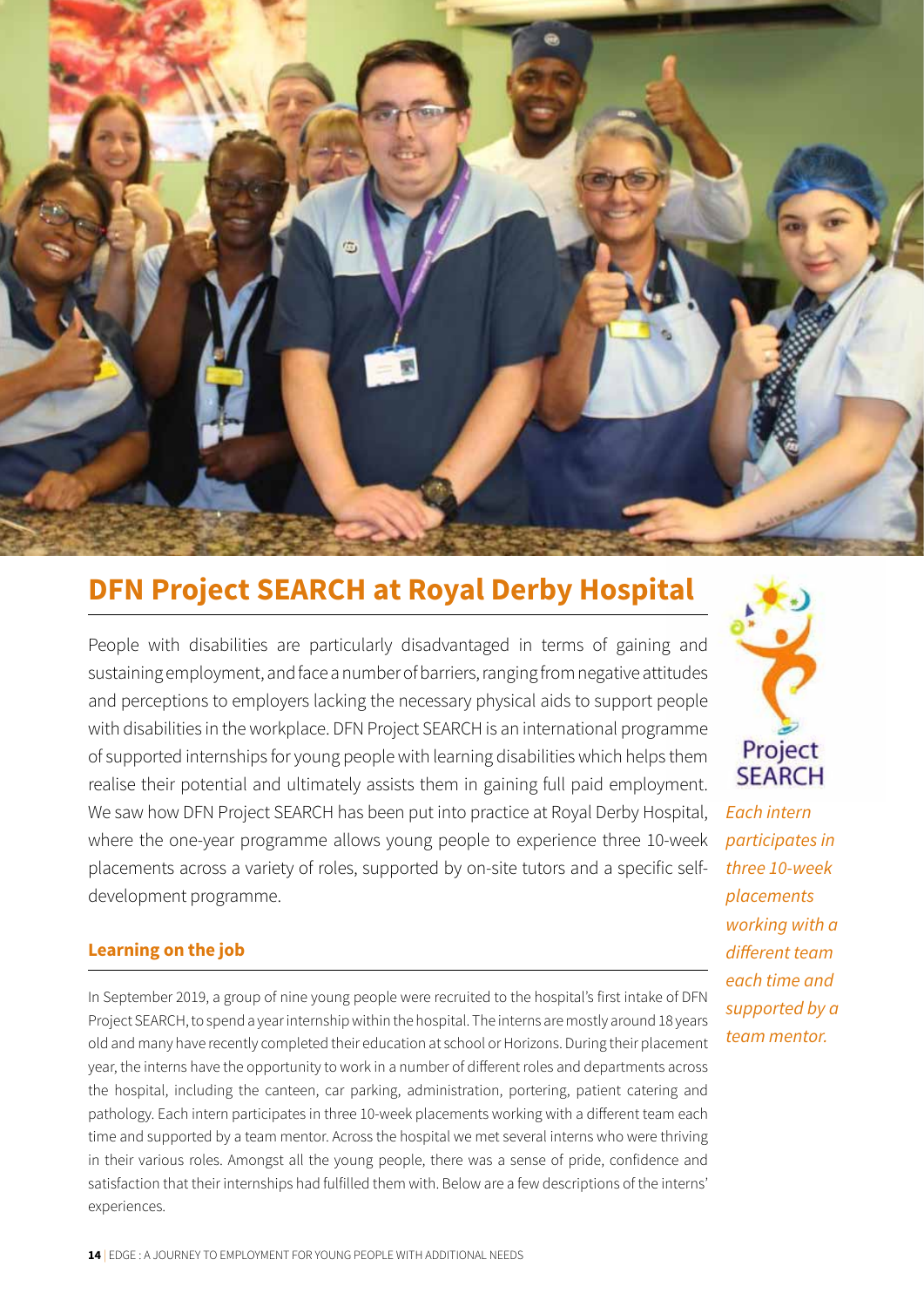## DFN Project SEARCH at Royal Derby Hospital

People with disabilities are particularly disadvantaged in terms of gaining and sustaining employment, and face a number of barriers, ranging from negative attitudes and perceptions to employers lacking the necessary physical aids to support people with disabilities in the workplace. DFN Project SEARCH is an international programme of supported internships for young people with learning disabilities which helps them realise their potential and ultimately assists them in gaining full paid employment. We saw how DFN Project SEARCH has been put into practice at Royal Derby Hospital, where the one-year programme allows young people to experience three 10-week placements across a variety of roles, supported by on-site tutors and a specific self-development programme.

*Each intern participates in three 10-week placements working with a different team each time and supported by a team mentor.*

### Learning on the job

In September 2019, a group of nine young people were recruited to the hospital's first intake of DFN Project SEARCH, to spend a year internship within the hospital. The interns are mostly around 18 years old and many have recently completed their education at school or Horizons. During their placement year, the interns have the opportunity to work in a number of different roles and departments across the hospital, including the canteen, car parking, administration, portering, patient catering and pathology. Each intern participates in three 10-week placements working with a different team each time and supported by a team mentor. Across the hospital we met several interns who were thriving in their various roles. Amongst all the young people, there was a sense of pride, confidence and satisfaction that their internships had fulfilled them with. Below are a few descriptions of the interns' experiences.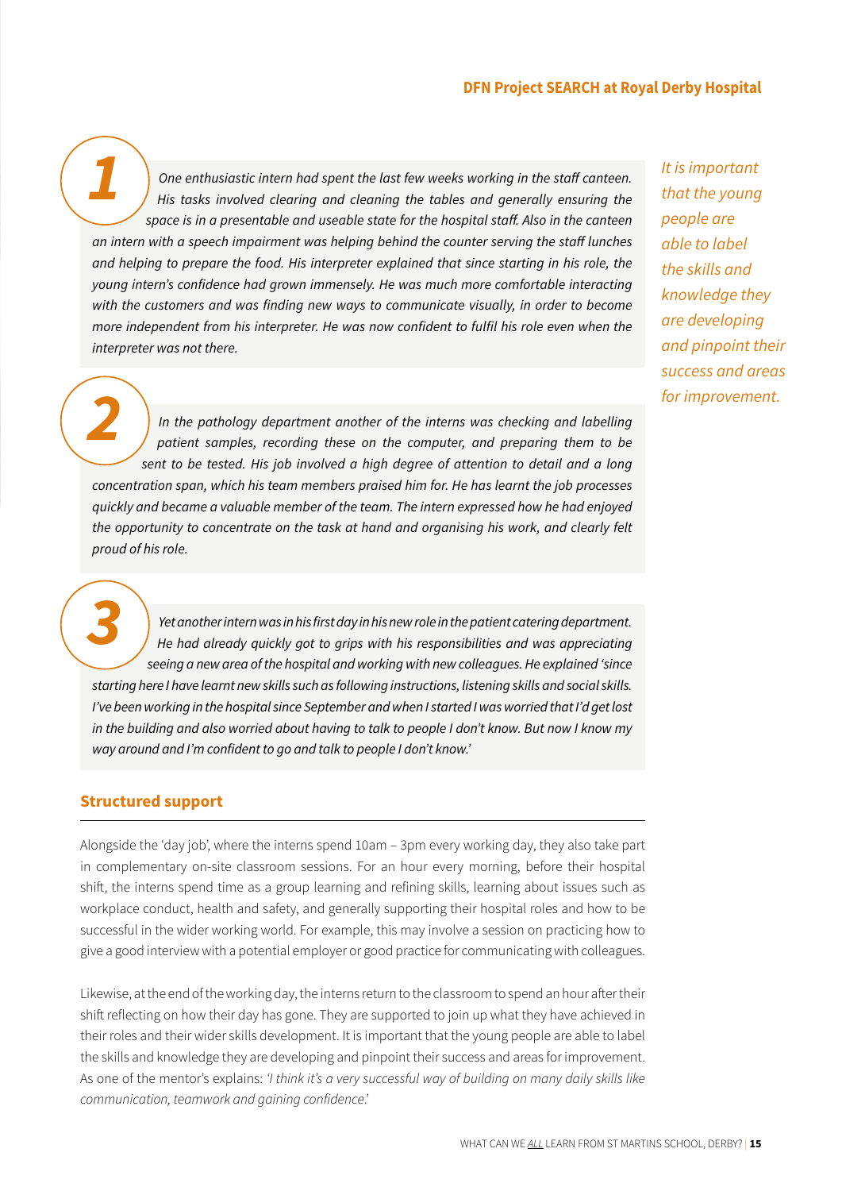*1* *One enthusiastic intern had spent the last few weeks working in the staff canteen. His tasks involved clearing and cleaning the tables and generally ensuring the space is in a presentable and useable state for the hospital staff. Also in the canteen an intern with a speech impairment was helping behind the counter serving the staff lunches and helping to prepare the food. His interpreter explained that since starting in his role, the young intern's confidence had grown immensely. He was much more comfortable interacting with the customers and was finding new ways to communicate visually, in order to become more independent from his interpreter. He was now confident to fulfil his role even when the interpreter was not there.*

*2* *In the pathology department another of the interns was checking and labelling patient samples, recording these on the computer, and preparing them to be sent to be tested. His job involved a high degree of attention to detail and a long concentration span, which his team members praised him for. He has learnt the job processes quickly and became a valuable member of the team. The intern expressed how he had enjoyed the opportunity to concentrate on the task at hand and organising his work, and clearly felt proud of his role.*

*3* *Yet another intern was in his first day in his new role in the patient catering department. He had already quickly got to grips with his responsibilities and was appreciating seeing a new area of the hospital and working with new colleagues. He explained 'since starting here I have learnt new skills such as following instructions, listening skills and social skills. I've been working in the hospital since September and when I started I was worried that I'd get lost in the building and also worried about having to talk to people I don't know. But now I know my way around and I'm confident to go and talk to people I don't know.'*

*It is important that the young people are able to label the skills and knowledge they are developing and pinpoint their success and areas for improvement.*

## Structured support

Alongside the 'day job', where the interns spend 10am – 3pm every working day, they also take part in complementary on-site classroom sessions. For an hour every morning, before their hospital shift, the interns spend time as a group learning and refining skills, learning about issues such as workplace conduct, health and safety, and generally supporting their hospital roles and how to be successful in the wider working world. For example, this may involve a session on practicing how to give a good interview with a potential employer or good practice for communicating with colleagues.

Likewise, at the end of the working day, the interns return to the classroom to spend an hour after their shift reflecting on how their day has gone. They are supported to join up what they have achieved in their roles and their wider skills development. It is important that the young people are able to label the skills and knowledge they are developing and pinpoint their success and areas for improvement. As one of the mentor's explains: *'I think it's a very successful way of building on many daily skills like communication, teamwork and gaining confidence.'*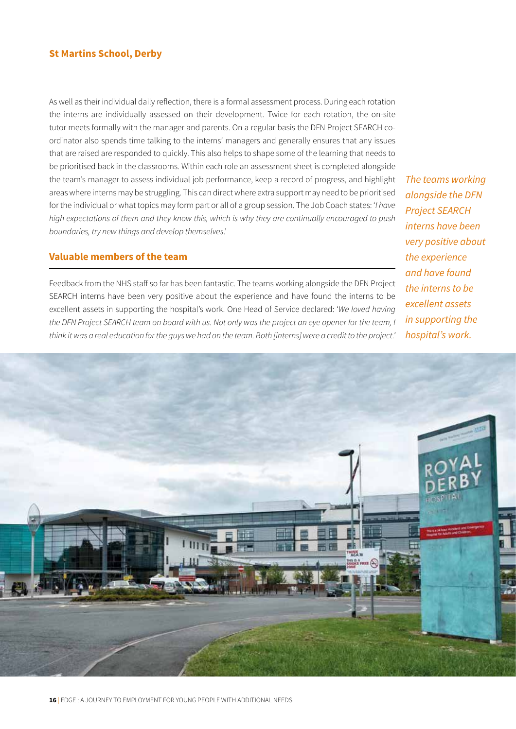### St Martins School, Derby

As well as their individual daily reflection, there is a formal assessment process. During each rotation the interns are individually assessed on their development. Twice for each rotation, the on-site tutor meets formally with the manager and parents. On a regular basis the DFN Project SEARCH co-ordinator also spends time talking to the interns' managers and generally ensures that any issues that are raised are responded to quickly. This also helps to shape some of the learning that needs to be prioritised back in the classrooms. Within each role an assessment sheet is completed alongside the team's manager to assess individual job performance, keep a record of progress, and highlight areas where interns may be struggling. This can direct where extra support may need to be prioritised for the individual or what topics may form part or all of a group session. The Job Coach states: '*I have high expectations of them and they know this, which is why they are continually encouraged to push boundaries, try new things and develop themselves.*'

## Valuable members of the team

Feedback from the NHS staff so far has been fantastic. The teams working alongside the DFN Project SEARCH interns have been very positive about the experience and have found the interns to be excellent assets in supporting the hospital's work. One Head of Service declared: '*We loved having the DFN Project SEARCH team on board with us. Not only was the project an eye opener for the team, I think it was a real education for the guys we had on the team. Both [interns] were a credit to the project.*'

*The teams working alongside the DFN Project SEARCH interns have been very positive about the experience and have found the interns to be excellent assets in supporting the hospital's work.*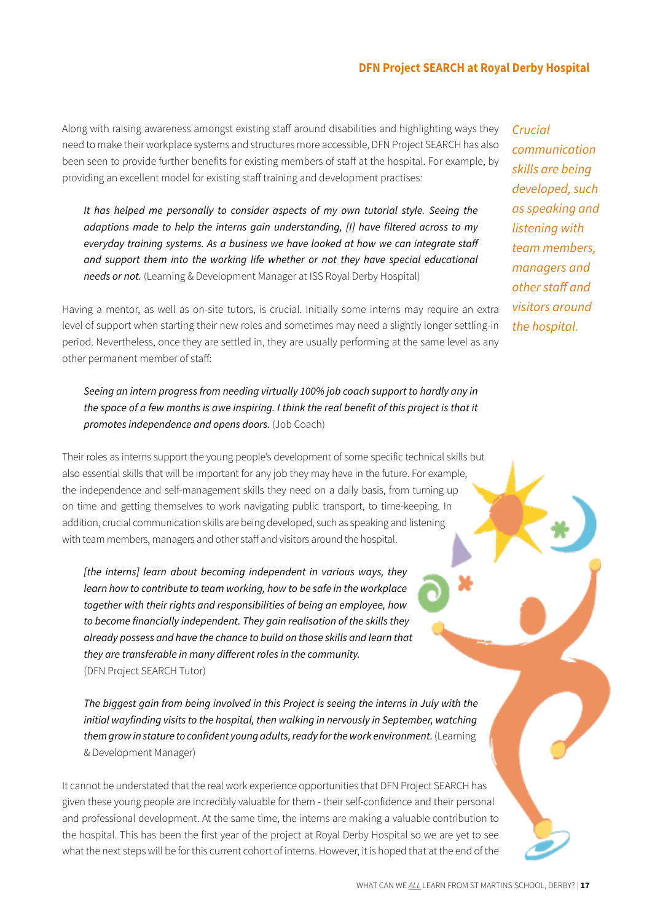Along with raising awareness amongst existing staff around disabilities and highlighting ways they need to make their workplace systems and structures more accessible, DFN Project SEARCH has also been seen to provide further benefits for existing members of staff at the hospital. For example, by providing an excellent model for existing staff training and development practises:

> *It has helped me personally to consider aspects of my own tutorial style. Seeing the adaptions made to help the interns gain understanding, [I] have filtered across to my everyday training systems. As a business we have looked at how we can integrate staff and support them into the working life whether or not they have special educational needs or not.* (Learning & Development Manager at ISS Royal Derby Hospital)

*Crucial communication skills are being developed, such as speaking and listening with team members, managers and other staff and visitors around the hospital.*

Having a mentor, as well as on-site tutors, is crucial. Initially some interns may require an extra level of support when starting their new roles and sometimes may need a slightly longer settling-in period. Nevertheless, once they are settled in, they are usually performing at the same level as any other permanent member of staff:

> *Seeing an intern progress from needing virtually 100% job coach support to hardly any in the space of a few months is awe inspiring. I think the real benefit of this project is that it promotes independence and opens doors.* (Job Coach)

Their roles as interns support the young people's development of some specific technical skills but also essential skills that will be important for any job they may have in the future. For example, the independence and self-management skills they need on a daily basis, from turning up on time and getting themselves to work navigating public transport, to time-keeping. In addition, crucial communication skills are being developed, such as speaking and listening with team members, managers and other staff and visitors around the hospital.

> *[the interns] learn about becoming independent in various ways, they learn how to contribute to team working, how to be safe in the workplace together with their rights and responsibilities of being an employee, how to become financially independent. They gain realisation of the skills they already possess and have the chance to build on those skills and learn that they are transferable in many different roles in the community.*
> (DFN Project SEARCH Tutor)

> *The biggest gain from being involved in this Project is seeing the interns in July with the initial wayfinding visits to the hospital, then walking in nervously in September, watching them grow in stature to confident young adults, ready for the work environment.* (Learning & Development Manager)

It cannot be understated that the real work experience opportunities that DFN Project SEARCH has given these young people are incredibly valuable for them - their self-confidence and their personal and professional development. At the same time, the interns are making a valuable contribution to the hospital. This has been the first year of the project at Royal Derby Hospital so we are yet to see what the next steps will be for this current cohort of interns. However, it is hoped that at the end of the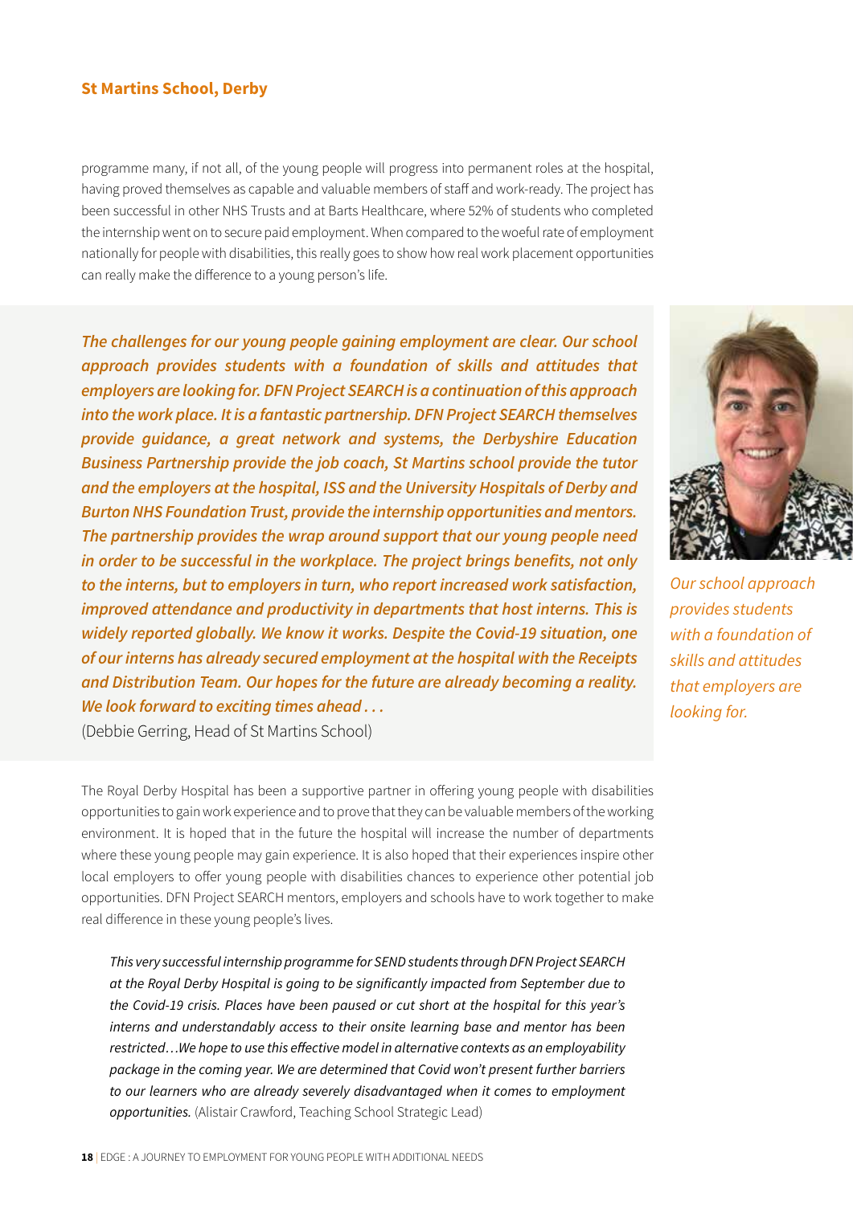## St Martins School, Derby

programme many, if not all, of the young people will progress into permanent roles at the hospital, having proved themselves as capable and valuable members of staff and work-ready. The project has been successful in other NHS Trusts and at Barts Healthcare, where 52% of students who completed the internship went on to secure paid employment. When compared to the woeful rate of employment nationally for people with disabilities, this really goes to show how real work placement opportunities can really make the difference to a young person's life.

***The challenges for our young people gaining employment are clear. Our school approach provides students with a foundation of skills and attitudes that employers are looking for. DFN Project SEARCH is a continuation of this approach into the work place. It is a fantastic partnership. DFN Project SEARCH themselves provide guidance, a great network and systems, the Derbyshire Education Business Partnership provide the job coach, St Martins school provide the tutor and the employers at the hospital, ISS and the University Hospitals of Derby and Burton NHS Foundation Trust, provide the internship opportunities and mentors. The partnership provides the wrap around support that our young people need in order to be successful in the workplace. The project brings benefits, not only to the interns, but to employers in turn, who report increased work satisfaction, improved attendance and productivity in departments that host interns. This is widely reported globally. We know it works. Despite the Covid-19 situation, one of our interns has already secured employment at the hospital with the Receipts and Distribution Team. Our hopes for the future are already becoming a reality. We look forward to exciting times ahead . . .***

(Debbie Gerring, Head of St Martins School)

*Our school approach provides students with a foundation of skills and attitudes that employers are looking for.*

The Royal Derby Hospital has been a supportive partner in offering young people with disabilities opportunities to gain work experience and to prove that they can be valuable members of the working environment. It is hoped that in the future the hospital will increase the number of departments where these young people may gain experience. It is also hoped that their experiences inspire other local employers to offer young people with disabilities chances to experience other potential job opportunities. DFN Project SEARCH mentors, employers and schools have to work together to make real difference in these young people's lives.

> *This very successful internship programme for SEND students through DFN Project SEARCH at the Royal Derby Hospital is going to be significantly impacted from September due to the Covid-19 crisis. Places have been paused or cut short at the hospital for this year's interns and understandably access to their onsite learning base and mentor has been restricted…We hope to use this effective model in alternative contexts as an employability package in the coming year. We are determined that Covid won't present further barriers to our learners who are already severely disadvantaged when it comes to employment opportunities.* (Alistair Crawford, Teaching School Strategic Lead)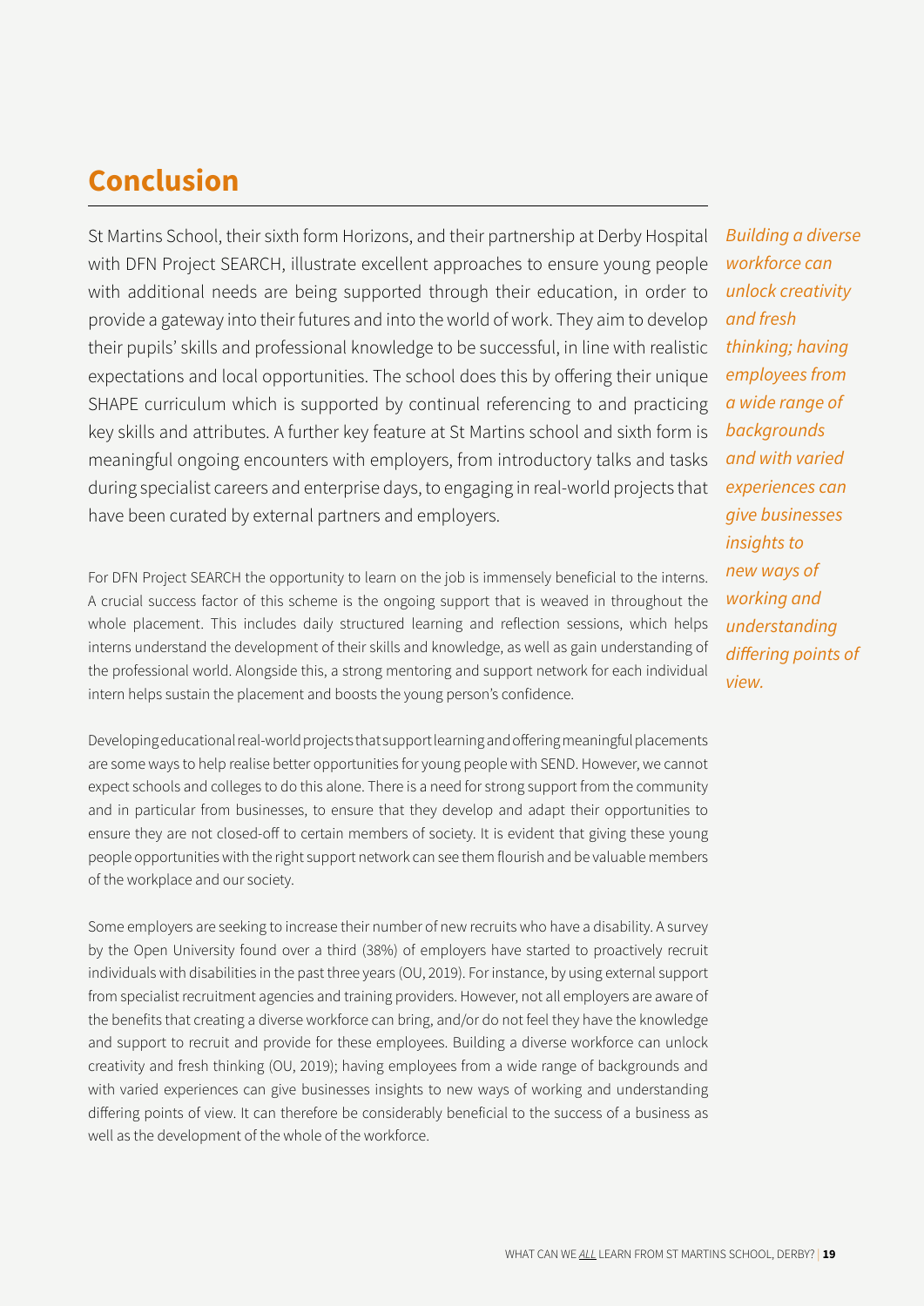## Conclusion

St Martins School, their sixth form Horizons, and their partnership at Derby Hospital with DFN Project SEARCH, illustrate excellent approaches to ensure young people with additional needs are being supported through their education, in order to provide a gateway into their futures and into the world of work. They aim to develop their pupils' skills and professional knowledge to be successful, in line with realistic expectations and local opportunities. The school does this by offering their unique SHAPE curriculum which is supported by continual referencing to and practicing key skills and attributes. A further key feature at St Martins school and sixth form is meaningful ongoing encounters with employers, from introductory talks and tasks during specialist careers and enterprise days, to engaging in real-world projects that have been curated by external partners and employers.

*Building a diverse workforce can unlock creativity and fresh thinking; having employees from a wide range of backgrounds and with varied experiences can give businesses insights to new ways of working and understanding differing points of view.*

For DFN Project SEARCH the opportunity to learn on the job is immensely beneficial to the interns. A crucial success factor of this scheme is the ongoing support that is weaved in throughout the whole placement. This includes daily structured learning and reflection sessions, which helps interns understand the development of their skills and knowledge, as well as gain understanding of the professional world. Alongside this, a strong mentoring and support network for each individual intern helps sustain the placement and boosts the young person's confidence.

Developing educational real-world projects that support learning and offering meaningful placements are some ways to help realise better opportunities for young people with SEND. However, we cannot expect schools and colleges to do this alone. There is a need for strong support from the community and in particular from businesses, to ensure that they develop and adapt their opportunities to ensure they are not closed-off to certain members of society. It is evident that giving these young people opportunities with the right support network can see them flourish and be valuable members of the workplace and our society.

Some employers are seeking to increase their number of new recruits who have a disability. A survey by the Open University found over a third (38%) of employers have started to proactively recruit individuals with disabilities in the past three years (OU, 2019). For instance, by using external support from specialist recruitment agencies and training providers. However, not all employers are aware of the benefits that creating a diverse workforce can bring, and/or do not feel they have the knowledge and support to recruit and provide for these employees. Building a diverse workforce can unlock creativity and fresh thinking (OU, 2019); having employees from a wide range of backgrounds and with varied experiences can give businesses insights to new ways of working and understanding differing points of view. It can therefore be considerably beneficial to the success of a business as well as the development of the whole of the workforce.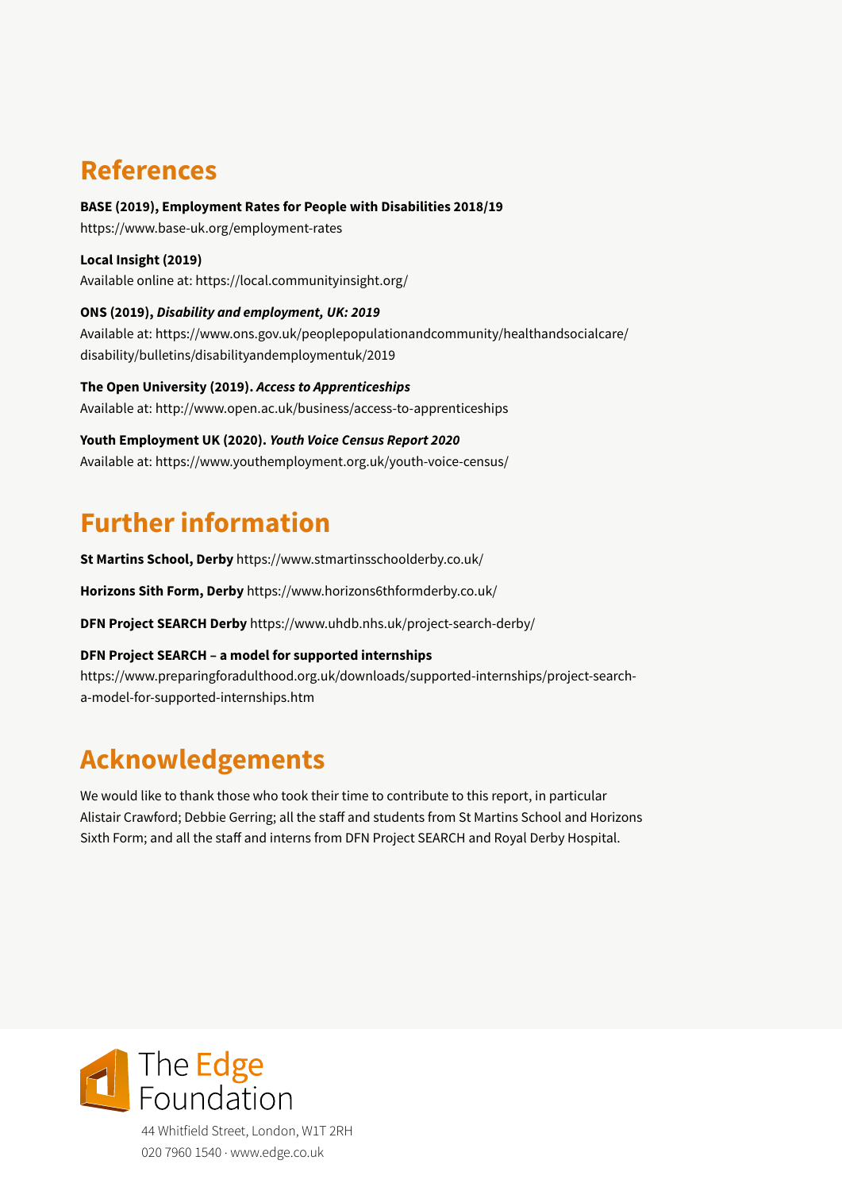## References

**BASE (2019), Employment Rates for People with Disabilities 2018/19**
https://www.base-uk.org/employment-rates

**Local Insight (2019)**
Available online at: https://local.communityinsight.org/

**ONS (2019), *Disability and employment, UK: 2019***
Available at: https://www.ons.gov.uk/peoplepopulationandcommunity/healthandsocialcare/disability/bulletins/disabilityandemploymentuk/2019

**The Open University (2019). *Access to Apprenticeships***
Available at: http://www.open.ac.uk/business/access-to-apprenticeships

**Youth Employment UK (2020). *Youth Voice Census Report 2020***
Available at: https://www.youthemployment.org.uk/youth-voice-census/

## Further information

**St Martins School, Derby** https://www.stmartinsschoolderby.co.uk/

**Horizons Sith Form, Derby** https://www.horizons6thformderby.co.uk/

**DFN Project SEARCH Derby** https://www.uhdb.nhs.uk/project-search-derby/

**DFN Project SEARCH – a model for supported internships**
https://www.preparingforadulthood.org.uk/downloads/supported-internships/project-search-a-model-for-supported-internships.htm

## Acknowledgements

We would like to thank those who took their time to contribute to this report, in particular Alistair Crawford; Debbie Gerring; all the staff and students from St Martins School and Horizons Sixth Form; and all the staff and interns from DFN Project SEARCH and Royal Derby Hospital.

The Edge Foundation

44 Whitfield Street, London, W1T 2RH
020 7960 1540 · www.edge.co.uk